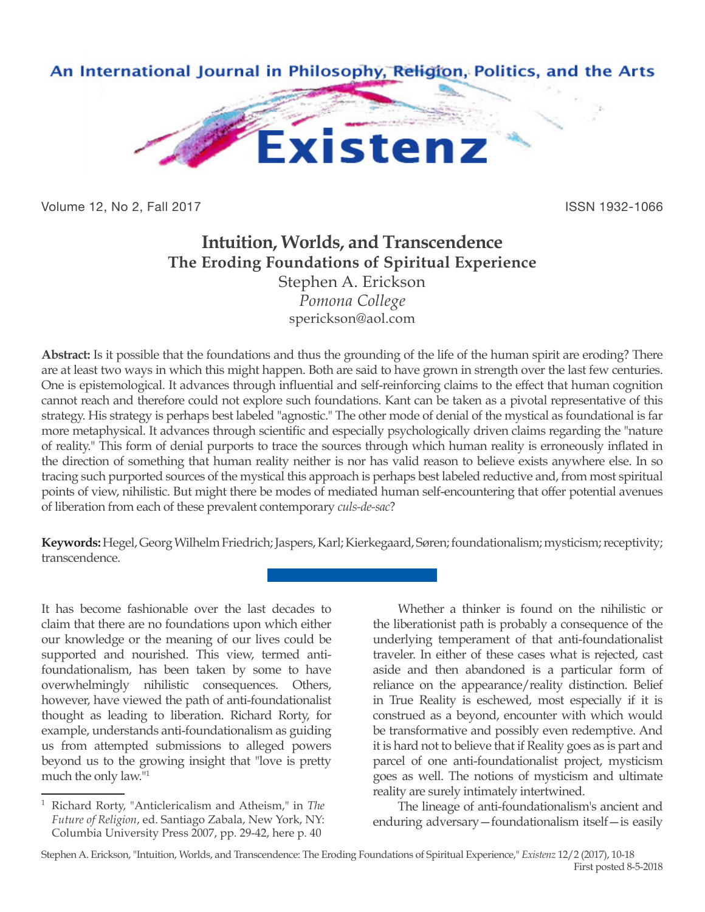# Intuition, Worlds, and Transcendence
## The Eroding Foundations of Spiritual Experience

Stephen A. Erickson
*Pomona College*
sperickson@aol.com

**Abstract:** Is it possible that the foundations and thus the grounding of the life of the human spirit are eroding? There are at least two ways in which this might happen. Both are said to have grown in strength over the last few centuries. One is epistemological. It advances through influential and self-reinforcing claims to the effect that human cognition cannot reach and therefore could not explore such foundations. Kant can be taken as a pivotal representative of this strategy. His strategy is perhaps best labeled "agnostic." The other mode of denial of the mystical as foundational is far more metaphysical. It advances through scientific and especially psychologically driven claims regarding the "nature of reality." This form of denial purports to trace the sources through which human reality is erroneously inflated in the direction of something that human reality neither is nor has valid reason to believe exists anywhere else. In so tracing such purported sources of the mystical this approach is perhaps best labeled reductive and, from most spiritual points of view, nihilistic. But might there be modes of mediated human self-encountering that offer potential avenues of liberation from each of these prevalent contemporary *culs-de-sac*?

**Keywords:** Hegel, Georg Wilhelm Friedrich; Jaspers, Karl; Kierkegaard, Søren; foundationalism; mysticism; receptivity; transcendence.

It has become fashionable over the last decades to claim that there are no foundations upon which either our knowledge or the meaning of our lives could be supported and nourished. This view, termed anti-foundationalism, has been taken by some to have overwhelmingly nihilistic consequences. Others, however, have viewed the path of anti-foundationalist thought as leading to liberation. Richard Rorty, for example, understands anti-foundationalism as guiding us from attempted submissions to alleged powers beyond us to the growing insight that "love is pretty much the only law."[1]

Whether a thinker is found on the nihilistic or the liberationist path is probably a consequence of the underlying temperament of that anti-foundationalist traveler. In either of these cases what is rejected, cast aside and then abandoned is a particular form of reliance on the appearance/reality distinction. Belief in True Reality is eschewed, most especially if it is construed as a beyond, encounter with which would be transformative and possibly even redemptive. And it is hard not to believe that if Reality goes as is part and parcel of one anti-foundationalist project, mysticism goes as well. The notions of mysticism and ultimate reality are surely intimately intertwined.

The lineage of anti-foundationalism's ancient and enduring adversary—foundationalism itself—is easily

---

[1] Richard Rorty, "Anticlericalism and Atheism," in *The Future of Religion*, ed. Santiago Zabala, New York, NY: Columbia University Press 2007, pp. 29-42, here p. 40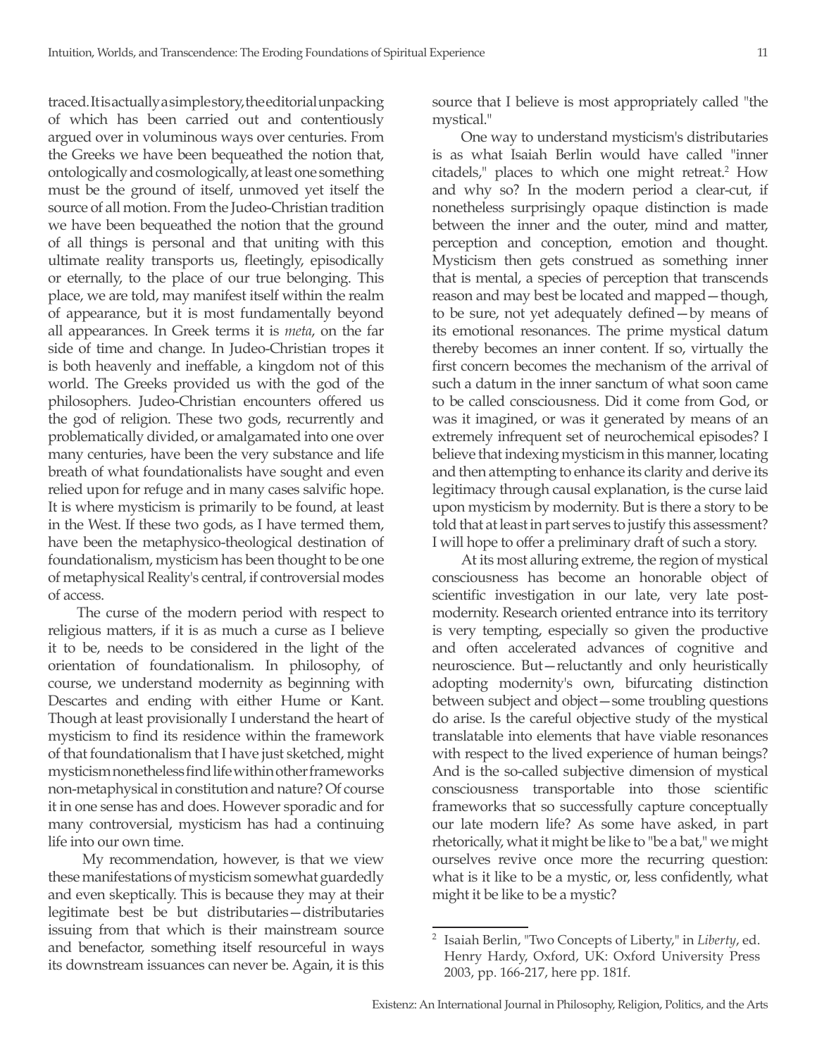traced. It is actually a simple story, the editorial unpacking of which has been carried out and contentiously argued over in voluminous ways over centuries. From the Greeks we have been bequeathed the notion that, ontologically and cosmologically, at least one something must be the ground of itself, unmoved yet itself the source of all motion. From the Judeo-Christian tradition we have been bequeathed the notion that the ground of all things is personal and that uniting with this ultimate reality transports us, fleetingly, episodically or eternally, to the place of our true belonging. This place, we are told, may manifest itself within the realm of appearance, but it is most fundamentally beyond all appearances. In Greek terms it is *meta*, on the far side of time and change. In Judeo-Christian tropes it is both heavenly and ineffable, a kingdom not of this world. The Greeks provided us with the god of the philosophers. Judeo-Christian encounters offered us the god of religion. These two gods, recurrently and problematically divided, or amalgamated into one over many centuries, have been the very substance and life breath of what foundationalists have sought and even relied upon for refuge and in many cases salvific hope. It is where mysticism is primarily to be found, at least in the West. If these two gods, as I have termed them, have been the metaphysico-theological destination of foundationalism, mysticism has been thought to be one of metaphysical Reality's central, if controversial modes of access.

The curse of the modern period with respect to religious matters, if it is as much a curse as I believe it to be, needs to be considered in the light of the orientation of foundationalism. In philosophy, of course, we understand modernity as beginning with Descartes and ending with either Hume or Kant. Though at least provisionally I understand the heart of mysticism to find its residence within the framework of that foundationalism that I have just sketched, might mysticism nonetheless find life within other frameworks non-metaphysical in constitution and nature? Of course it in one sense has and does. However sporadic and for many controversial, mysticism has had a continuing life into our own time.

My recommendation, however, is that we view these manifestations of mysticism somewhat guardedly and even skeptically. This is because they may at their legitimate best be but distributaries—distributaries issuing from that which is their mainstream source and benefactor, something itself resourceful in ways its downstream issuances can never be. Again, it is this source that I believe is most appropriately called "the mystical."

One way to understand mysticism's distributaries is as what Isaiah Berlin would have called "inner citadels," places to which one might retreat.[2] How and why so? In the modern period a clear-cut, if nonetheless surprisingly opaque distinction is made between the inner and the outer, mind and matter, perception and conception, emotion and thought. Mysticism then gets construed as something inner that is mental, a species of perception that transcends reason and may best be located and mapped—though, to be sure, not yet adequately defined—by means of its emotional resonances. The prime mystical datum thereby becomes an inner content. If so, virtually the first concern becomes the mechanism of the arrival of such a datum in the inner sanctum of what soon came to be called consciousness. Did it come from God, or was it imagined, or was it generated by means of an extremely infrequent set of neurochemical episodes? I believe that indexing mysticism in this manner, locating and then attempting to enhance its clarity and derive its legitimacy through causal explanation, is the curse laid upon mysticism by modernity. But is there a story to be told that at least in part serves to justify this assessment? I will hope to offer a preliminary draft of such a story.

At its most alluring extreme, the region of mystical consciousness has become an honorable object of scientific investigation in our late, very late post-modernity. Research oriented entrance into its territory is very tempting, especially so given the productive and often accelerated advances of cognitive and neuroscience. But—reluctantly and only heuristically adopting modernity's own, bifurcating distinction between subject and object—some troubling questions do arise. Is the careful objective study of the mystical translatable into elements that have viable resonances with respect to the lived experience of human beings? And is the so-called subjective dimension of mystical consciousness transportable into those scientific frameworks that so successfully capture conceptually our late modern life? As some have asked, in part rhetorically, what it might be like to "be a bat," we might ourselves revive once more the recurring question: what is it like to be a mystic, or, less confidently, what might it be like to be a mystic?

---

[2] Isaiah Berlin, "Two Concepts of Liberty," in *Liberty*, ed. Henry Hardy, Oxford, UK: Oxford University Press 2003, pp. 166-217, here pp. 181f.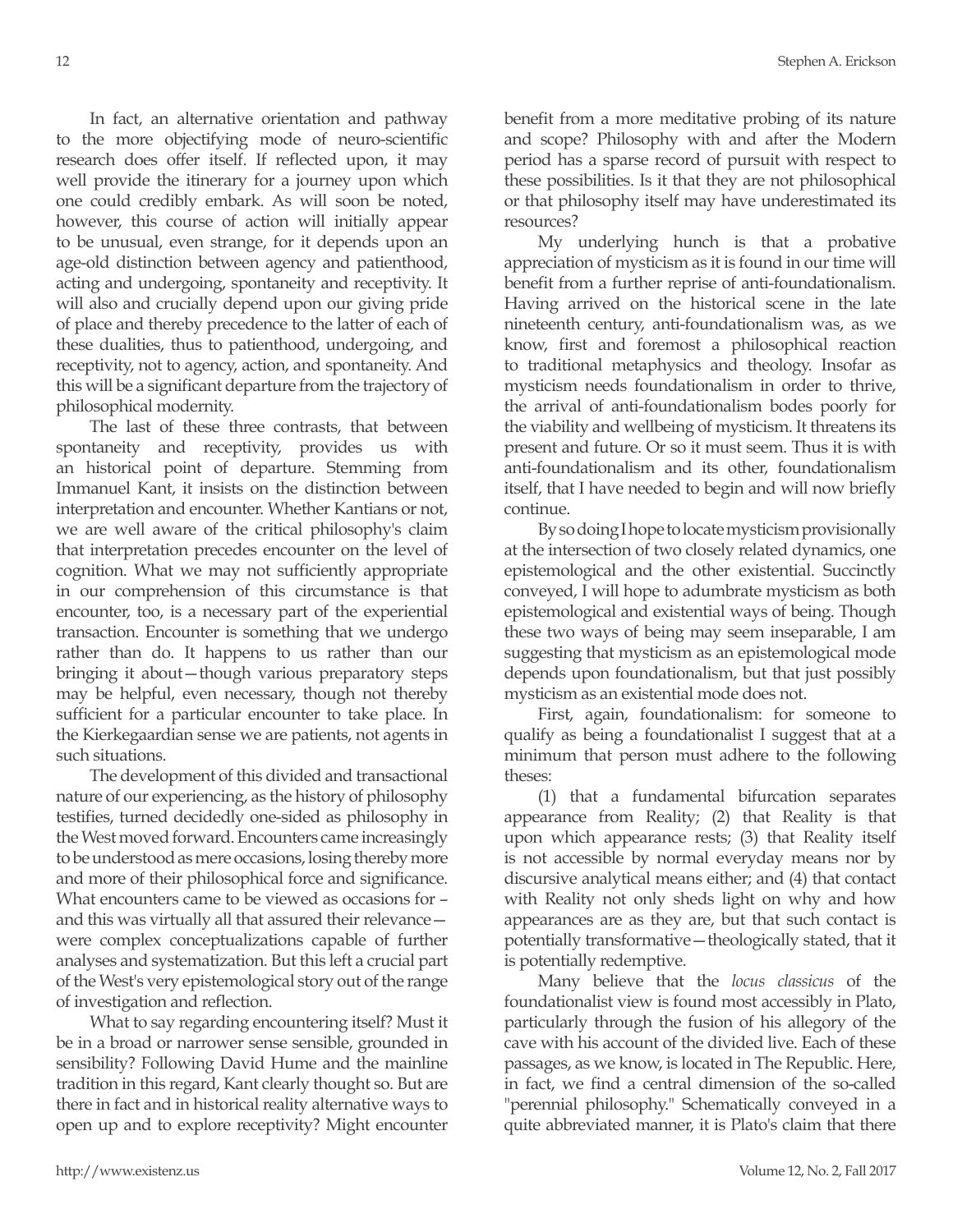In fact, an alternative orientation and pathway to the more objectifying mode of neuro-scientific research does offer itself. If reflected upon, it may well provide the itinerary for a journey upon which one could credibly embark. As will soon be noted, however, this course of action will initially appear to be unusual, even strange, for it depends upon an age-old distinction between agency and patienthood, acting and undergoing, spontaneity and receptivity. It will also and crucially depend upon our giving pride of place and thereby precedence to the latter of each of these dualities, thus to patienthood, undergoing, and receptivity, not to agency, action, and spontaneity. And this will be a significant departure from the trajectory of philosophical modernity.

The last of these three contrasts, that between spontaneity and receptivity, provides us with an historical point of departure. Stemming from Immanuel Kant, it insists on the distinction between interpretation and encounter. Whether Kantians or not, we are well aware of the critical philosophy's claim that interpretation precedes encounter on the level of cognition. What we may not sufficiently appropriate in our comprehension of this circumstance is that encounter, too, is a necessary part of the experiential transaction. Encounter is something that we undergo rather than do. It happens to us rather than our bringing it about—though various preparatory steps may be helpful, even necessary, though not thereby sufficient for a particular encounter to take place. In the Kierkegaardian sense we are patients, not agents in such situations.

The development of this divided and transactional nature of our experiencing, as the history of philosophy testifies, turned decidedly one-sided as philosophy in the West moved forward. Encounters came increasingly to be understood as mere occasions, losing thereby more and more of their philosophical force and significance. What encounters came to be viewed as occasions for – and this was virtually all that assured their relevance—were complex conceptualizations capable of further analyses and systematization. But this left a crucial part of the West's very epistemological story out of the range of investigation and reflection.

What to say regarding encountering itself? Must it be in a broad or narrower sense sensible, grounded in sensibility? Following David Hume and the mainline tradition in this regard, Kant clearly thought so. But are there in fact and in historical reality alternative ways to open up and to explore receptivity? Might encounter benefit from a more meditative probing of its nature and scope? Philosophy with and after the Modern period has a sparse record of pursuit with respect to these possibilities. Is it that they are not philosophical or that philosophy itself may have underestimated its resources?

My underlying hunch is that a probative appreciation of mysticism as it is found in our time will benefit from a further reprise of anti-foundationalism. Having arrived on the historical scene in the late nineteenth century, anti-foundationalism was, as we know, first and foremost a philosophical reaction to traditional metaphysics and theology. Insofar as mysticism needs foundationalism in order to thrive, the arrival of anti-foundationalism bodes poorly for the viability and wellbeing of mysticism. It threatens its present and future. Or so it must seem. Thus it is with anti-foundationalism and its other, foundationalism itself, that I have needed to begin and will now briefly continue.

By so doing I hope to locate mysticism provisionally at the intersection of two closely related dynamics, one epistemological and the other existential. Succinctly conveyed, I will hope to adumbrate mysticism as both epistemological and existential ways of being. Though these two ways of being may seem inseparable, I am suggesting that mysticism as an epistemological mode depends upon foundationalism, but that just possibly mysticism as an existential mode does not.

First, again, foundationalism: for someone to qualify as being a foundationalist I suggest that at a minimum that person must adhere to the following theses:

(1) that a fundamental bifurcation separates appearance from Reality; (2) that Reality is that upon which appearance rests; (3) that Reality itself is not accessible by normal everyday means nor by discursive analytical means either; and (4) that contact with Reality not only sheds light on why and how appearances are as they are, but that such contact is potentially transformative—theologically stated, that it is potentially redemptive.

Many believe that the *locus classicus* of the foundationalist view is found most accessibly in Plato, particularly through the fusion of his allegory of the cave with his account of the divided live. Each of these passages, as we know, is located in The Republic. Here, in fact, we find a central dimension of the so-called "perennial philosophy." Schematically conveyed in a quite abbreviated manner, it is Plato's claim that there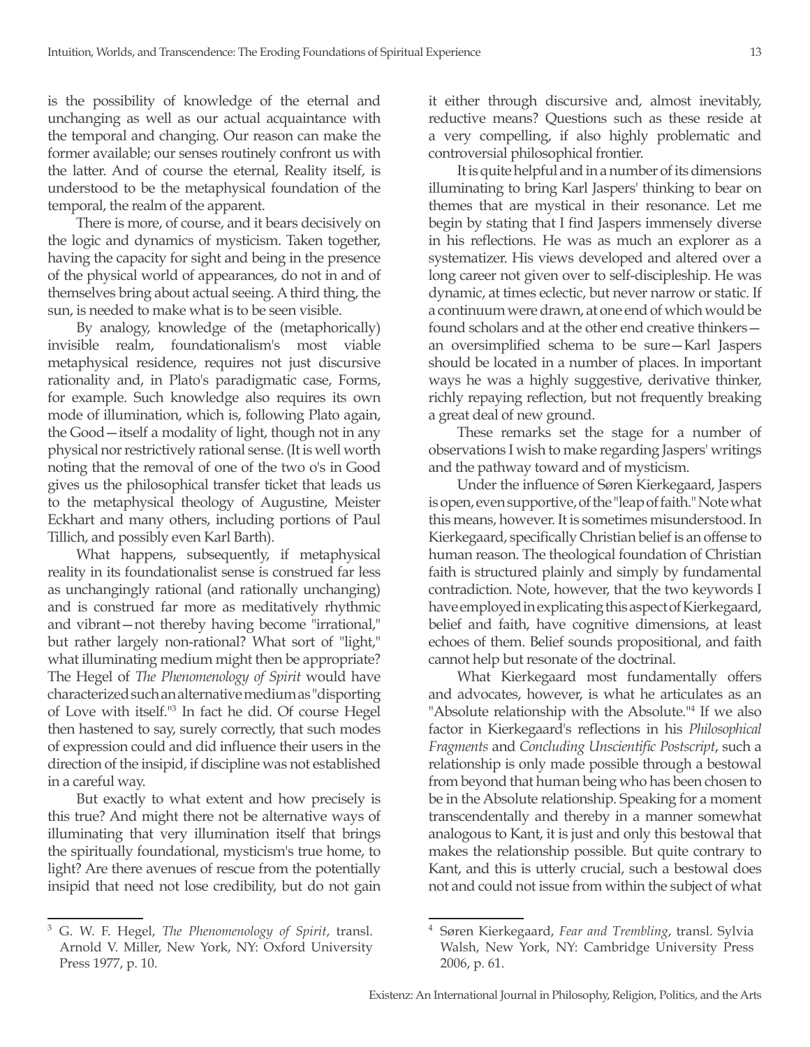is the possibility of knowledge of the eternal and unchanging as well as our actual acquaintance with the temporal and changing. Our reason can make the former available; our senses routinely confront us with the latter. And of course the eternal, Reality itself, is understood to be the metaphysical foundation of the temporal, the realm of the apparent.

There is more, of course, and it bears decisively on the logic and dynamics of mysticism. Taken together, having the capacity for sight and being in the presence of the physical world of appearances, do not in and of themselves bring about actual seeing. A third thing, the sun, is needed to make what is to be seen visible.

By analogy, knowledge of the (metaphorically) invisible realm, foundationalism's most viable metaphysical residence, requires not just discursive rationality and, in Plato's paradigmatic case, Forms, for example. Such knowledge also requires its own mode of illumination, which is, following Plato again, the Good—itself a modality of light, though not in any physical nor restrictively rational sense. (It is well worth noting that the removal of one of the two o's in Good gives us the philosophical transfer ticket that leads us to the metaphysical theology of Augustine, Meister Eckhart and many others, including portions of Paul Tillich, and possibly even Karl Barth).

What happens, subsequently, if metaphysical reality in its foundationalist sense is construed far less as unchangingly rational (and rationally unchanging) and is construed far more as meditatively rhythmic and vibrant—not thereby having become "irrational," but rather largely non-rational? What sort of "light," what illuminating medium might then be appropriate? The Hegel of *The Phenomenology of Spirit* would have characterized such an alternative medium as "disporting of Love with itself."[3] In fact he did. Of course Hegel then hastened to say, surely correctly, that such modes of expression could and did influence their users in the direction of the insipid, if discipline was not established in a careful way.

But exactly to what extent and how precisely is this true? And might there not be alternative ways of illuminating that very illumination itself that brings the spiritually foundational, mysticism's true home, to light? Are there avenues of rescue from the potentially insipid that need not lose credibility, but do not gain it either through discursive and, almost inevitably, reductive means? Questions such as these reside at a very compelling, if also highly problematic and controversial philosophical frontier.

It is quite helpful and in a number of its dimensions illuminating to bring Karl Jaspers' thinking to bear on themes that are mystical in their resonance. Let me begin by stating that I find Jaspers immensely diverse in his reflections. He was as much an explorer as a systematizer. His views developed and altered over a long career not given over to self-discipleship. He was dynamic, at times eclectic, but never narrow or static. If a continuum were drawn, at one end of which would be found scholars and at the other end creative thinkers—an oversimplified schema to be sure—Karl Jaspers should be located in a number of places. In important ways he was a highly suggestive, derivative thinker, richly repaying reflection, but not frequently breaking a great deal of new ground.

These remarks set the stage for a number of observations I wish to make regarding Jaspers' writings and the pathway toward and of mysticism.

Under the influence of Søren Kierkegaard, Jaspers is open, even supportive, of the "leap of faith." Note what this means, however. It is sometimes misunderstood. In Kierkegaard, specifically Christian belief is an offense to human reason. The theological foundation of Christian faith is structured plainly and simply by fundamental contradiction. Note, however, that the two keywords I have employed in explicating this aspect of Kierkegaard, belief and faith, have cognitive dimensions, at least echoes of them. Belief sounds propositional, and faith cannot help but resonate of the doctrinal.

What Kierkegaard most fundamentally offers and advocates, however, is what he articulates as an "Absolute relationship with the Absolute."[4] If we also factor in Kierkegaard's reflections in his *Philosophical Fragments* and *Concluding Unscientific Postscript*, such a relationship is only made possible through a bestowal from beyond that human being who has been chosen to be in the Absolute relationship. Speaking for a moment transcendentally and thereby in a manner somewhat analogous to Kant, it is just and only this bestowal that makes the relationship possible. But quite contrary to Kant, and this is utterly crucial, such a bestowal does not and could not issue from within the subject of what

---

[3] G. W. F. Hegel, *The Phenomenology of Spirit*, transl. Arnold V. Miller, New York, NY: Oxford University Press 1977, p. 10.

[4] Søren Kierkegaard, *Fear and Trembling*, transl. Sylvia Walsh, New York, NY: Cambridge University Press 2006, p. 61.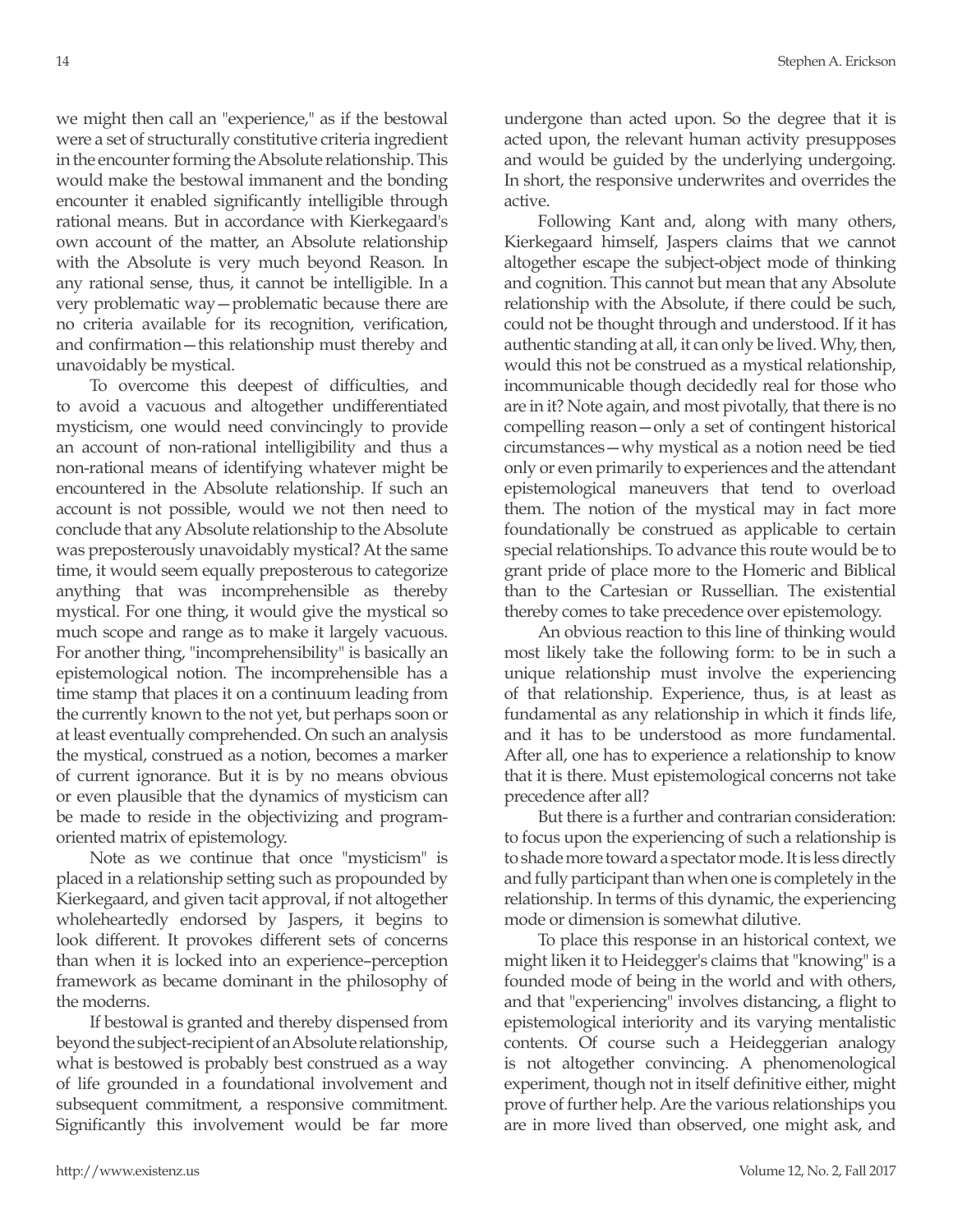we might then call an "experience," as if the bestowal were a set of structurally constitutive criteria ingredient in the encounter forming the Absolute relationship. This would make the bestowal immanent and the bonding encounter it enabled significantly intelligible through rational means. But in accordance with Kierkegaard's own account of the matter, an Absolute relationship with the Absolute is very much beyond Reason. In any rational sense, thus, it cannot be intelligible. In a very problematic way—problematic because there are no criteria available for its recognition, verification, and confirmation—this relationship must thereby and unavoidably be mystical.

To overcome this deepest of difficulties, and to avoid a vacuous and altogether undifferentiated mysticism, one would need convincingly to provide an account of non-rational intelligibility and thus a non-rational means of identifying whatever might be encountered in the Absolute relationship. If such an account is not possible, would we not then need to conclude that any Absolute relationship to the Absolute was preposterously unavoidably mystical? At the same time, it would seem equally preposterous to categorize anything that was incomprehensible as thereby mystical. For one thing, it would give the mystical so much scope and range as to make it largely vacuous. For another thing, "incomprehensibility" is basically an epistemological notion. The incomprehensible has a time stamp that places it on a continuum leading from the currently known to the not yet, but perhaps soon or at least eventually comprehended. On such an analysis the mystical, construed as a notion, becomes a marker of current ignorance. But it is by no means obvious or even plausible that the dynamics of mysticism can be made to reside in the objectivizing and program-oriented matrix of epistemology.

Note as we continue that once "mysticism" is placed in a relationship setting such as propounded by Kierkegaard, and given tacit approval, if not altogether wholeheartedly endorsed by Jaspers, it begins to look different. It provokes different sets of concerns than when it is locked into an experience–perception framework as became dominant in the philosophy of the moderns.

If bestowal is granted and thereby dispensed from beyond the subject-recipient of an Absolute relationship, what is bestowed is probably best construed as a way of life grounded in a foundational involvement and subsequent commitment, a responsive commitment. Significantly this involvement would be far more undergone than acted upon. So the degree that it is acted upon, the relevant human activity presupposes and would be guided by the underlying undergoing. In short, the responsive underwrites and overrides the active.

Following Kant and, along with many others, Kierkegaard himself, Jaspers claims that we cannot altogether escape the subject-object mode of thinking and cognition. This cannot but mean that any Absolute relationship with the Absolute, if there could be such, could not be thought through and understood. If it has authentic standing at all, it can only be lived. Why, then, would this not be construed as a mystical relationship, incommunicable though decidedly real for those who are in it? Note again, and most pivotally, that there is no compelling reason—only a set of contingent historical circumstances—why mystical as a notion need be tied only or even primarily to experiences and the attendant epistemological maneuvers that tend to overload them. The notion of the mystical may in fact more foundationally be construed as applicable to certain special relationships. To advance this route would be to grant pride of place more to the Homeric and Biblical than to the Cartesian or Russellian. The existential thereby comes to take precedence over epistemology.

An obvious reaction to this line of thinking would most likely take the following form: to be in such a unique relationship must involve the experiencing of that relationship. Experience, thus, is at least as fundamental as any relationship in which it finds life, and it has to be understood as more fundamental. After all, one has to experience a relationship to know that it is there. Must epistemological concerns not take precedence after all?

But there is a further and contrarian consideration: to focus upon the experiencing of such a relationship is to shade more toward a spectator mode. It is less directly and fully participant than when one is completely in the relationship. In terms of this dynamic, the experiencing mode or dimension is somewhat dilutive.

To place this response in an historical context, we might liken it to Heidegger's claims that "knowing" is a founded mode of being in the world and with others, and that "experiencing" involves distancing, a flight to epistemological interiority and its varying mentalistic contents. Of course such a Heideggerian analogy is not altogether convincing. A phenomenological experiment, though not in itself definitive either, might prove of further help. Are the various relationships you are in more lived than observed, one might ask, and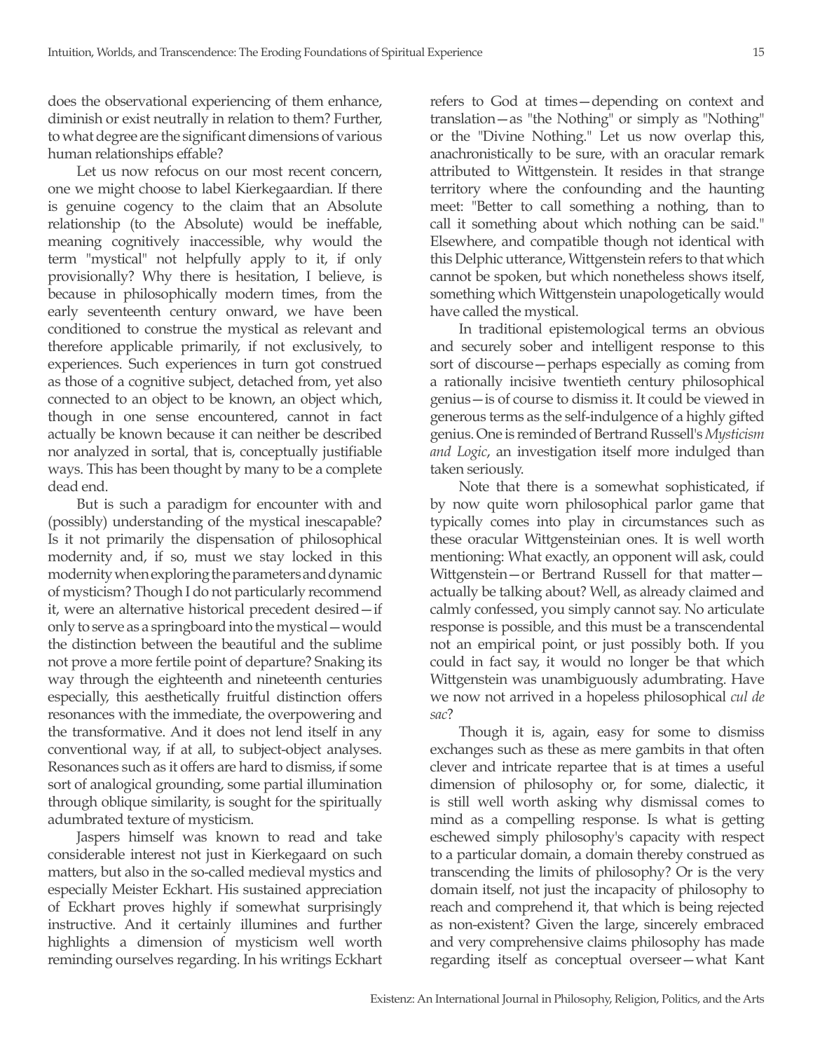does the observational experiencing of them enhance, diminish or exist neutrally in relation to them? Further, to what degree are the significant dimensions of various human relationships effable?

Let us now refocus on our most recent concern, one we might choose to label Kierkegaardian. If there is genuine cogency to the claim that an Absolute relationship (to the Absolute) would be ineffable, meaning cognitively inaccessible, why would the term "mystical" not helpfully apply to it, if only provisionally? Why there is hesitation, I believe, is because in philosophically modern times, from the early seventeenth century onward, we have been conditioned to construe the mystical as relevant and therefore applicable primarily, if not exclusively, to experiences. Such experiences in turn got construed as those of a cognitive subject, detached from, yet also connected to an object to be known, an object which, though in one sense encountered, cannot in fact actually be known because it can neither be described nor analyzed in sortal, that is, conceptually justifiable ways. This has been thought by many to be a complete dead end.

But is such a paradigm for encounter with and (possibly) understanding of the mystical inescapable? Is it not primarily the dispensation of philosophical modernity and, if so, must we stay locked in this modernity when exploring the parameters and dynamic of mysticism? Though I do not particularly recommend it, were an alternative historical precedent desired—if only to serve as a springboard into the mystical—would the distinction between the beautiful and the sublime not prove a more fertile point of departure? Snaking its way through the eighteenth and nineteenth centuries especially, this aesthetically fruitful distinction offers resonances with the immediate, the overpowering and the transformative. And it does not lend itself in any conventional way, if at all, to subject-object analyses. Resonances such as it offers are hard to dismiss, if some sort of analogical grounding, some partial illumination through oblique similarity, is sought for the spiritually adumbrated texture of mysticism.

Jaspers himself was known to read and take considerable interest not just in Kierkegaard on such matters, but also in the so-called medieval mystics and especially Meister Eckhart. His sustained appreciation of Eckhart proves highly if somewhat surprisingly instructive. And it certainly illumines and further highlights a dimension of mysticism well worth reminding ourselves regarding. In his writings Eckhart refers to God at times—depending on context and translation—as "the Nothing" or simply as "Nothing" or the "Divine Nothing." Let us now overlap this, anachronistically to be sure, with an oracular remark attributed to Wittgenstein. It resides in that strange territory where the confounding and the haunting meet: "Better to call something a nothing, than to call it something about which nothing can be said." Elsewhere, and compatible though not identical with this Delphic utterance, Wittgenstein refers to that which cannot be spoken, but which nonetheless shows itself, something which Wittgenstein unapologetically would have called the mystical.

In traditional epistemological terms an obvious and securely sober and intelligent response to this sort of discourse—perhaps especially as coming from a rationally incisive twentieth century philosophical genius—is of course to dismiss it. It could be viewed in generous terms as the self-indulgence of a highly gifted genius. One is reminded of Bertrand Russell's *Mysticism and Logic*, an investigation itself more indulged than taken seriously.

Note that there is a somewhat sophisticated, if by now quite worn philosophical parlor game that typically comes into play in circumstances such as these oracular Wittgensteinian ones. It is well worth mentioning: What exactly, an opponent will ask, could Wittgenstein—or Bertrand Russell for that matter—actually be talking about? Well, as already claimed and calmly confessed, you simply cannot say. No articulate response is possible, and this must be a transcendental not an empirical point, or just possibly both. If you could in fact say, it would no longer be that which Wittgenstein was unambiguously adumbrating. Have we now not arrived in a hopeless philosophical *cul de sac*?

Though it is, again, easy for some to dismiss exchanges such as these as mere gambits in that often clever and intricate repartee that is at times a useful dimension of philosophy or, for some, dialectic, it is still well worth asking why dismissal comes to mind as a compelling response. Is what is getting eschewed simply philosophy's capacity with respect to a particular domain, a domain thereby construed as transcending the limits of philosophy? Or is the very domain itself, not just the incapacity of philosophy to reach and comprehend it, that which is being rejected as non-existent? Given the large, sincerely embraced and very comprehensive claims philosophy has made regarding itself as conceptual overseer—what Kant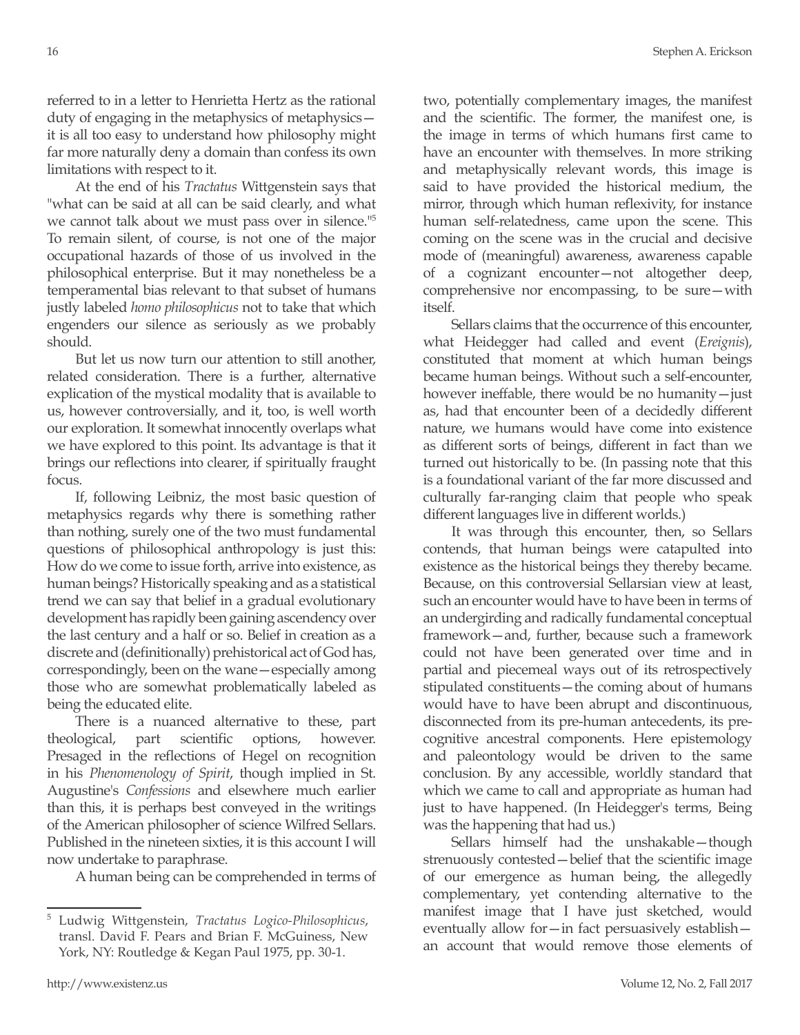referred to in a letter to Henrietta Hertz as the rational duty of engaging in the metaphysics of metaphysics—it is all too easy to understand how philosophy might far more naturally deny a domain than confess its own limitations with respect to it.

At the end of his *Tractatus* Wittgenstein says that "what can be said at all can be said clearly, and what we cannot talk about we must pass over in silence."[5] To remain silent, of course, is not one of the major occupational hazards of those of us involved in the philosophical enterprise. But it may nonetheless be a temperamental bias relevant to that subset of humans justly labeled *homo philosophicus* not to take that which engenders our silence as seriously as we probably should.

But let us now turn our attention to still another, related consideration. There is a further, alternative explication of the mystical modality that is available to us, however controversially, and it, too, is well worth our exploration. It somewhat innocently overlaps what we have explored to this point. Its advantage is that it brings our reflections into clearer, if spiritually fraught focus.

If, following Leibniz, the most basic question of metaphysics regards why there is something rather than nothing, surely one of the two must fundamental questions of philosophical anthropology is just this: How do we come to issue forth, arrive into existence, as human beings? Historically speaking and as a statistical trend we can say that belief in a gradual evolutionary development has rapidly been gaining ascendency over the last century and a half or so. Belief in creation as a discrete and (definitionally) prehistorical act of God has, correspondingly, been on the wane—especially among those who are somewhat problematically labeled as being the educated elite.

There is a nuanced alternative to these, part theological, part scientific options, however. Presaged in the reflections of Hegel on recognition in his *Phenomenology of Spirit*, though implied in St. Augustine's *Confessions* and elsewhere much earlier than this, it is perhaps best conveyed in the writings of the American philosopher of science Wilfred Sellars. Published in the nineteen sixties, it is this account I will now undertake to paraphrase.

A human being can be comprehended in terms of two, potentially complementary images, the manifest and the scientific. The former, the manifest one, is the image in terms of which humans first came to have an encounter with themselves. In more striking and metaphysically relevant words, this image is said to have provided the historical medium, the mirror, through which human reflexivity, for instance human self-relatedness, came upon the scene. This coming on the scene was in the crucial and decisive mode of (meaningful) awareness, awareness capable of a cognizant encounter—not altogether deep, comprehensive nor encompassing, to be sure—with itself.

Sellars claims that the occurrence of this encounter, what Heidegger had called and event (*Ereignis*), constituted that moment at which human beings became human beings. Without such a self-encounter, however ineffable, there would be no humanity—just as, had that encounter been of a decidedly different nature, we humans would have come into existence as different sorts of beings, different in fact than we turned out historically to be. (In passing note that this is a foundational variant of the far more discussed and culturally far-ranging claim that people who speak different languages live in different worlds.)

It was through this encounter, then, so Sellars contends, that human beings were catapulted into existence as the historical beings they thereby became. Because, on this controversial Sellarsian view at least, such an encounter would have to have been in terms of an undergirding and radically fundamental conceptual framework—and, further, because such a framework could not have been generated over time and in partial and piecemeal ways out of its retrospectively stipulated constituents—the coming about of humans would have to have been abrupt and discontinuous, disconnected from its pre-human antecedents, its pre-cognitive ancestral components. Here epistemology and paleontology would be driven to the same conclusion. By any accessible, worldly standard that which we came to call and appropriate as human had just to have happened. (In Heidegger's terms, Being was the happening that had us.)

Sellars himself had the unshakable—though strenuously contested—belief that the scientific image of our emergence as human being, the allegedly complementary, yet contending alternative to the manifest image that I have just sketched, would eventually allow for—in fact persuasively establish—an account that would remove those elements of

---

[5] Ludwig Wittgenstein, *Tractatus Logico-Philosophicus*, transl. David F. Pears and Brian F. McGuiness, New York, NY: Routledge & Kegan Paul 1975, pp. 30-1.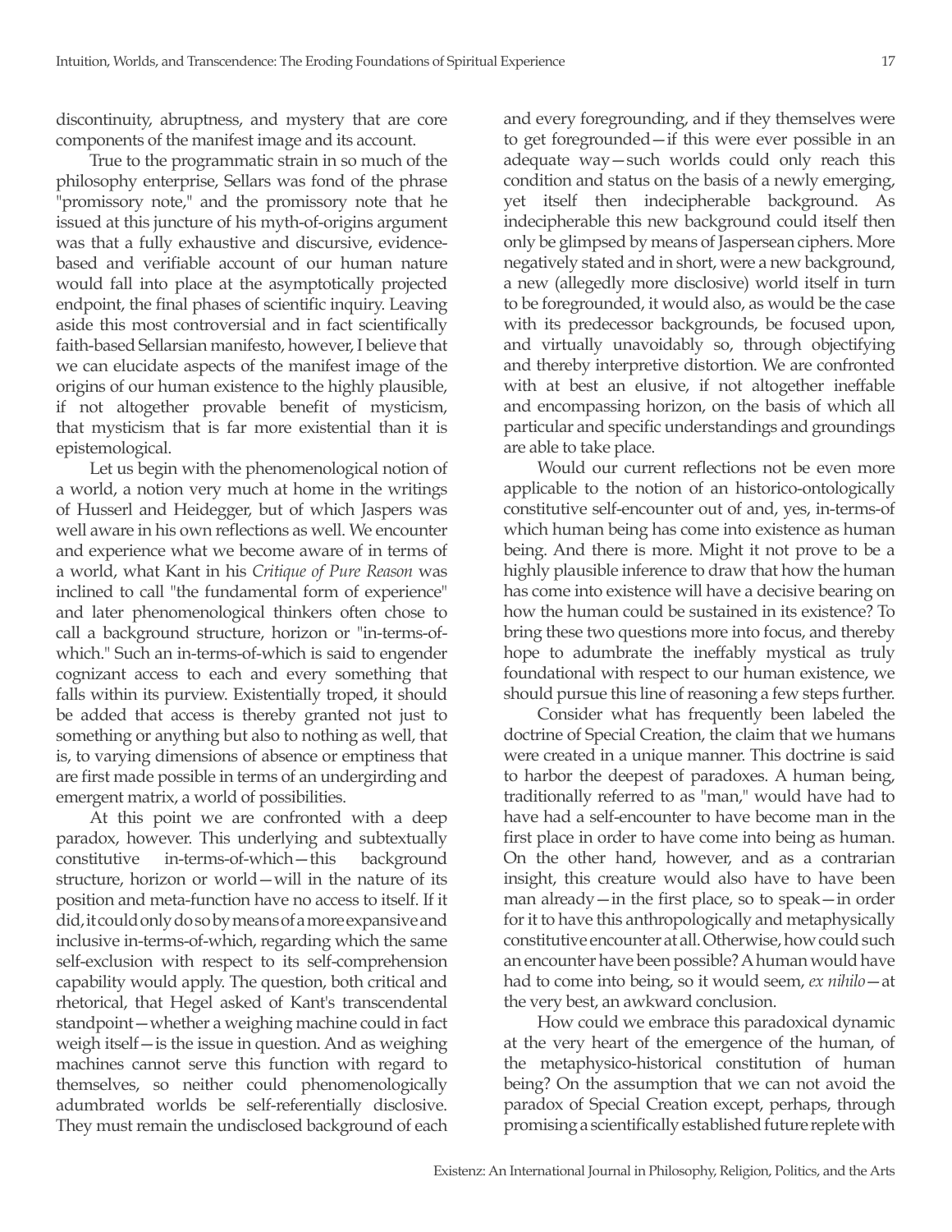discontinuity, abruptness, and mystery that are core components of the manifest image and its account.

True to the programmatic strain in so much of the philosophy enterprise, Sellars was fond of the phrase "promissory note," and the promissory note that he issued at this juncture of his myth-of-origins argument was that a fully exhaustive and discursive, evidence-based and verifiable account of our human nature would fall into place at the asymptotically projected endpoint, the final phases of scientific inquiry. Leaving aside this most controversial and in fact scientifically faith-based Sellarsian manifesto, however, I believe that we can elucidate aspects of the manifest image of the origins of our human existence to the highly plausible, if not altogether provable benefit of mysticism, that mysticism that is far more existential than it is epistemological.

Let us begin with the phenomenological notion of a world, a notion very much at home in the writings of Husserl and Heidegger, but of which Jaspers was well aware in his own reflections as well. We encounter and experience what we become aware of in terms of a world, what Kant in his *Critique of Pure Reason* was inclined to call "the fundamental form of experience" and later phenomenological thinkers often chose to call a background structure, horizon or "in-terms-of-which." Such an in-terms-of-which is said to engender cognizant access to each and every something that falls within its purview. Existentially troped, it should be added that access is thereby granted not just to something or anything but also to nothing as well, that is, to varying dimensions of absence or emptiness that are first made possible in terms of an undergirding and emergent matrix, a world of possibilities.

At this point we are confronted with a deep paradox, however. This underlying and subtextually constitutive in-terms-of-which—this background structure, horizon or world—will in the nature of its position and meta-function have no access to itself. If it did, it could only do so by means of a more expansive and inclusive in-terms-of-which, regarding which the same self-exclusion with respect to its self-comprehension capability would apply. The question, both critical and rhetorical, that Hegel asked of Kant's transcendental standpoint—whether a weighing machine could in fact weigh itself—is the issue in question. And as weighing machines cannot serve this function with regard to themselves, so neither could phenomenologically adumbrated worlds be self-referentially disclosive. They must remain the undisclosed background of each and every foregrounding, and if they themselves were to get foregrounded—if this were ever possible in an adequate way—such worlds could only reach this condition and status on the basis of a newly emerging, yet itself then indecipherable background. As indecipherable this new background could itself then only be glimpsed by means of Jaspersean ciphers. More negatively stated and in short, were a new background, a new (allegedly more disclosive) world itself in turn to be foregrounded, it would also, as would be the case with its predecessor backgrounds, be focused upon, and virtually unavoidably so, through objectifying and thereby interpretive distortion. We are confronted with at best an elusive, if not altogether ineffable and encompassing horizon, on the basis of which all particular and specific understandings and groundings are able to take place.

Would our current reflections not be even more applicable to the notion of an historico-ontologically constitutive self-encounter out of and, yes, in-terms-of which human being has come into existence as human being. And there is more. Might it not prove to be a highly plausible inference to draw that how the human has come into existence will have a decisive bearing on how the human could be sustained in its existence? To bring these two questions more into focus, and thereby hope to adumbrate the ineffably mystical as truly foundational with respect to our human existence, we should pursue this line of reasoning a few steps further.

Consider what has frequently been labeled the doctrine of Special Creation, the claim that we humans were created in a unique manner. This doctrine is said to harbor the deepest of paradoxes. A human being, traditionally referred to as "man," would have had to have had a self-encounter to have become man in the first place in order to have come into being as human. On the other hand, however, and as a contrarian insight, this creature would also have to have been man already—in the first place, so to speak—in order for it to have this anthropologically and metaphysically constitutive encounter at all. Otherwise, how could such an encounter have been possible? A human would have had to come into being, so it would seem, *ex nihilo*—at the very best, an awkward conclusion.

How could we embrace this paradoxical dynamic at the very heart of the emergence of the human, of the metaphysico-historical constitution of human being? On the assumption that we can not avoid the paradox of Special Creation except, perhaps, through promising a scientifically established future replete with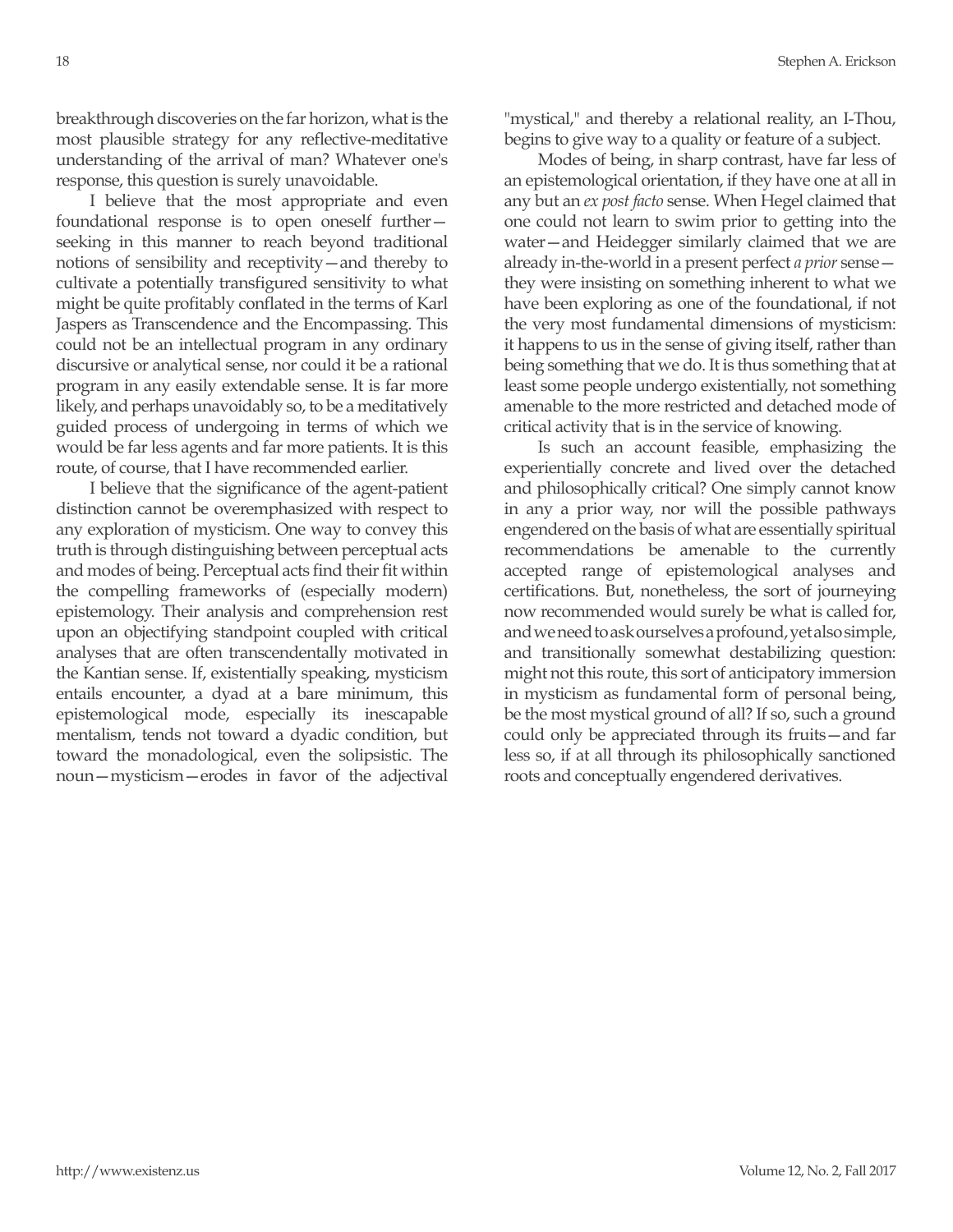breakthrough discoveries on the far horizon, what is the most plausible strategy for any reflective-meditative understanding of the arrival of man? Whatever one's response, this question is surely unavoidable.

I believe that the most appropriate and even foundational response is to open oneself further—seeking in this manner to reach beyond traditional notions of sensibility and receptivity—and thereby to cultivate a potentially transfigured sensitivity to what might be quite profitably conflated in the terms of Karl Jaspers as Transcendence and the Encompassing. This could not be an intellectual program in any ordinary discursive or analytical sense, nor could it be a rational program in any easily extendable sense. It is far more likely, and perhaps unavoidably so, to be a meditatively guided process of undergoing in terms of which we would be far less agents and far more patients. It is this route, of course, that I have recommended earlier.

I believe that the significance of the agent-patient distinction cannot be overemphasized with respect to any exploration of mysticism. One way to convey this truth is through distinguishing between perceptual acts and modes of being. Perceptual acts find their fit within the compelling frameworks of (especially modern) epistemology. Their analysis and comprehension rest upon an objectifying standpoint coupled with critical analyses that are often transcendentally motivated in the Kantian sense. If, existentially speaking, mysticism entails encounter, a dyad at a bare minimum, this epistemological mode, especially its inescapable mentalism, tends not toward a dyadic condition, but toward the monadological, even the solipsistic. The noun—mysticism—erodes in favor of the adjectival "mystical," and thereby a relational reality, an I-Thou, begins to give way to a quality or feature of a subject.

Modes of being, in sharp contrast, have far less of an epistemological orientation, if they have one at all in any but an *ex post facto* sense. When Hegel claimed that one could not learn to swim prior to getting into the water—and Heidegger similarly claimed that we are already in-the-world in a present perfect *a prior* sense—they were insisting on something inherent to what we have been exploring as one of the foundational, if not the very most fundamental dimensions of mysticism: it happens to us in the sense of giving itself, rather than being something that we do. It is thus something that at least some people undergo existentially, not something amenable to the more restricted and detached mode of critical activity that is in the service of knowing.

Is such an account feasible, emphasizing the experientially concrete and lived over the detached and philosophically critical? One simply cannot know in any a prior way, nor will the possible pathways engendered on the basis of what are essentially spiritual recommendations be amenable to the currently accepted range of epistemological analyses and certifications. But, nonetheless, the sort of journeying now recommended would surely be what is called for, and we need to ask ourselves a profound, yet also simple, and transitionally somewhat destabilizing question: might not this route, this sort of anticipatory immersion in mysticism as fundamental form of personal being, be the most mystical ground of all? If so, such a ground could only be appreciated through its fruits—and far less so, if at all through its philosophically sanctioned roots and conceptually engendered derivatives.